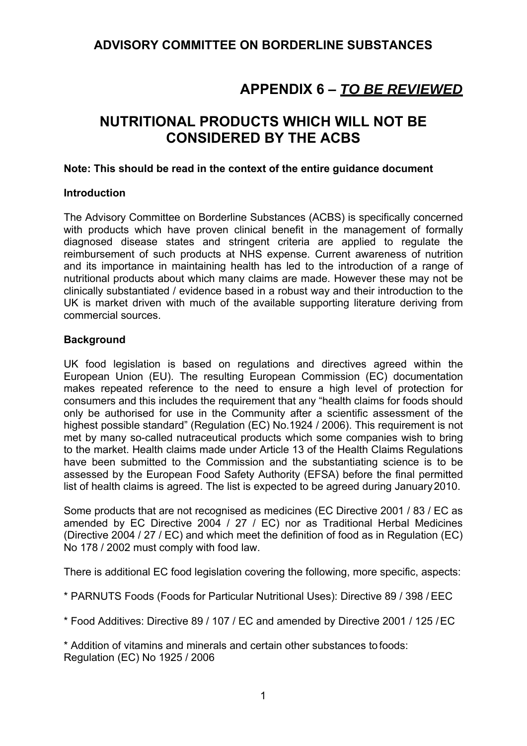# ADVISORY COMMITTEE ON BORDERLINE SUBSTANCES

## APPENDIX 6 – *TO BE REVIEWED*

## NUTRITIONAL PRODUCTS WHICH WILL NOT BE CONSIDERED BY THE ACBS

**Note: This should be read in the context of the entire guidance document**

**Introduction**

The Advisory Committee on Borderline Substances (ACBS) is specifically concerned with products which have proven clinical benefit in the management of formally diagnosed disease states and stringent criteria are applied to regulate the reimbursement of such products at NHS expense. Current awareness of nutrition and its importance in maintaining health has led to the introduction of a range of nutritional products about which many claims are made. However these may not be clinically substantiated / evidence based in a robust way and their introduction to the UK is market driven with much of the available supporting literature deriving from commercial sources.

**Background**

UK food legislation is based on regulations and directives agreed within the European Union (EU). The resulting European Commission (EC) documentation makes repeated reference to the need to ensure a high level of protection for consumers and this includes the requirement that any "health claims for foods should only be authorised for use in the Community after a scientific assessment of the highest possible standard" (Regulation (EC) No.1924 / 2006). This requirement is not met by many so-called nutraceutical products which some companies wish to bring to the market. Health claims made under Article 13 of the Health Claims Regulations have been submitted to the Commission and the substantiating science is to be assessed by the European Food Safety Authority (EFSA) before the final permitted list of health claims is agreed. The list is expected to be agreed during January 2010.

Some products that are not recognised as medicines (EC Directive 2001 / 83 / EC as amended by EC Directive 2004 / 27 / EC) nor as Traditional Herbal Medicines (Directive 2004 / 27 / EC) and which meet the definition of food as in Regulation (EC) No 178 / 2002 must comply with food law.

There is additional EC food legislation covering the following, more specific, aspects:

* PARNUTS Foods (Foods for Particular Nutritional Uses): Directive 89 / 398 / EEC

* Food Additives: Directive 89 / 107 / EC and amended by Directive 2001 / 125 / EC

* Addition of vitamins and minerals and certain other substances to foods: Regulation (EC) No 1925 / 2006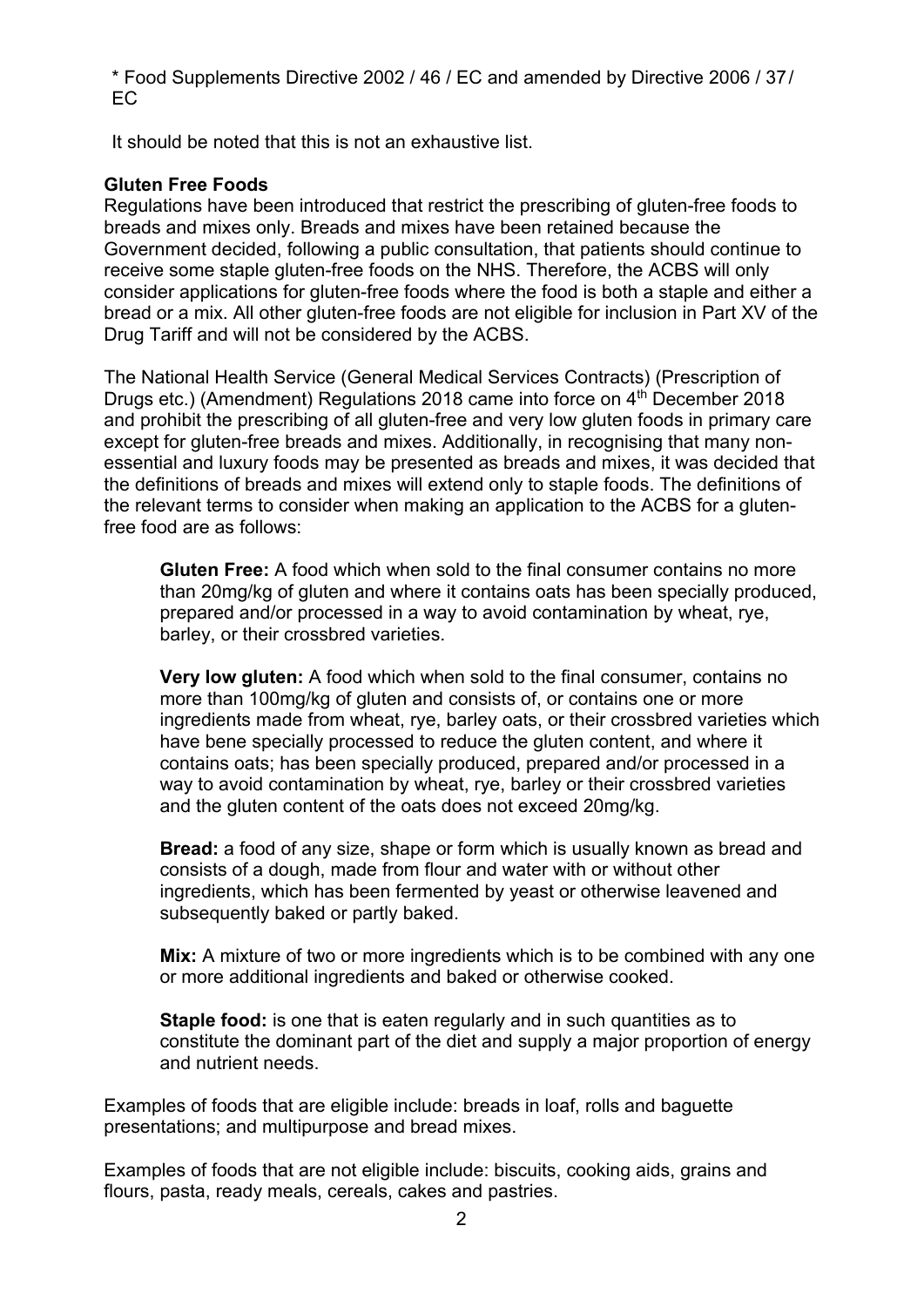* Food Supplements Directive 2002 / 46 / EC and amended by Directive 2006 / 37 / EC

It should be noted that this is not an exhaustive list.

**Gluten Free Foods**

Regulations have been introduced that restrict the prescribing of gluten-free foods to breads and mixes only. Breads and mixes have been retained because the Government decided, following a public consultation, that patients should continue to receive some staple gluten-free foods on the NHS. Therefore, the ACBS will only consider applications for gluten-free foods where the food is both a staple and either a bread or a mix. All other gluten-free foods are not eligible for inclusion in Part XV of the Drug Tariff and will not be considered by the ACBS.

The National Health Service (General Medical Services Contracts) (Prescription of Drugs etc.) (Amendment) Regulations 2018 came into force on 4th December 2018 and prohibit the prescribing of all gluten-free and very low gluten foods in primary care except for gluten-free breads and mixes. Additionally, in recognising that many non-essential and luxury foods may be presented as breads and mixes, it was decided that the definitions of breads and mixes will extend only to staple foods. The definitions of the relevant terms to consider when making an application to the ACBS for a gluten-free food are as follows:

> **Gluten Free:** A food which when sold to the final consumer contains no more than 20mg/kg of gluten and where it contains oats has been specially produced, prepared and/or processed in a way to avoid contamination by wheat, rye, barley, or their crossbred varieties.
>
> **Very low gluten:** A food which when sold to the final consumer, contains no more than 100mg/kg of gluten and consists of, or contains one or more ingredients made from wheat, rye, barley oats, or their crossbred varieties which have bene specially processed to reduce the gluten content, and where it contains oats; has been specially produced, prepared and/or processed in a way to avoid contamination by wheat, rye, barley or their crossbred varieties and the gluten content of the oats does not exceed 20mg/kg.
>
> **Bread:** a food of any size, shape or form which is usually known as bread and consists of a dough, made from flour and water with or without other ingredients, which has been fermented by yeast or otherwise leavened and subsequently baked or partly baked.
>
> **Mix:** A mixture of two or more ingredients which is to be combined with any one or more additional ingredients and baked or otherwise cooked.
>
> **Staple food:** is one that is eaten regularly and in such quantities as to constitute the dominant part of the diet and supply a major proportion of energy and nutrient needs.

Examples of foods that are eligible include: breads in loaf, rolls and baguette presentations; and multipurpose and bread mixes.

Examples of foods that are not eligible include: biscuits, cooking aids, grains and flours, pasta, ready meals, cereals, cakes and pastries.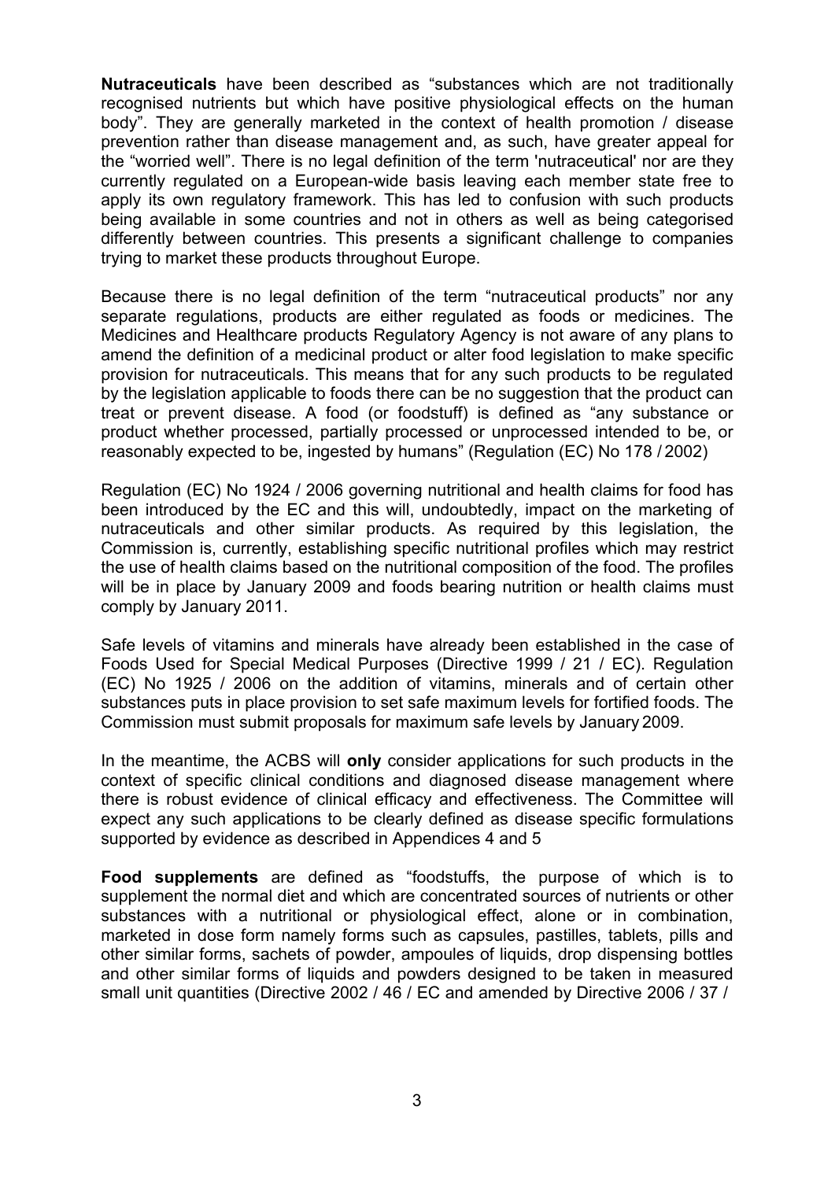**Nutraceuticals** have been described as "substances which are not traditionally recognised nutrients but which have positive physiological effects on the human body". They are generally marketed in the context of health promotion / disease prevention rather than disease management and, as such, have greater appeal for the "worried well". There is no legal definition of the term 'nutraceutical' nor are they currently regulated on a European-wide basis leaving each member state free to apply its own regulatory framework. This has led to confusion with such products being available in some countries and not in others as well as being categorised differently between countries. This presents a significant challenge to companies trying to market these products throughout Europe.

Because there is no legal definition of the term "nutraceutical products" nor any separate regulations, products are either regulated as foods or medicines. The Medicines and Healthcare products Regulatory Agency is not aware of any plans to amend the definition of a medicinal product or alter food legislation to make specific provision for nutraceuticals. This means that for any such products to be regulated by the legislation applicable to foods there can be no suggestion that the product can treat or prevent disease. A food (or foodstuff) is defined as "any substance or product whether processed, partially processed or unprocessed intended to be, or reasonably expected to be, ingested by humans" (Regulation (EC) No 178 / 2002)

Regulation (EC) No 1924 / 2006 governing nutritional and health claims for food has been introduced by the EC and this will, undoubtedly, impact on the marketing of nutraceuticals and other similar products. As required by this legislation, the Commission is, currently, establishing specific nutritional profiles which may restrict the use of health claims based on the nutritional composition of the food. The profiles will be in place by January 2009 and foods bearing nutrition or health claims must comply by January 2011.

Safe levels of vitamins and minerals have already been established in the case of Foods Used for Special Medical Purposes (Directive 1999 / 21 / EC). Regulation (EC) No 1925 / 2006 on the addition of vitamins, minerals and of certain other substances puts in place provision to set safe maximum levels for fortified foods. The Commission must submit proposals for maximum safe levels by January 2009.

In the meantime, the ACBS will **only** consider applications for such products in the context of specific clinical conditions and diagnosed disease management where there is robust evidence of clinical efficacy and effectiveness. The Committee will expect any such applications to be clearly defined as disease specific formulations supported by evidence as described in Appendices 4 and 5

**Food supplements** are defined as "foodstuffs, the purpose of which is to supplement the normal diet and which are concentrated sources of nutrients or other substances with a nutritional or physiological effect, alone or in combination, marketed in dose form namely forms such as capsules, pastilles, tablets, pills and other similar forms, sachets of powder, ampoules of liquids, drop dispensing bottles and other similar forms of liquids and powders designed to be taken in measured small unit quantities (Directive 2002 / 46 / EC and amended by Directive 2006 / 37 /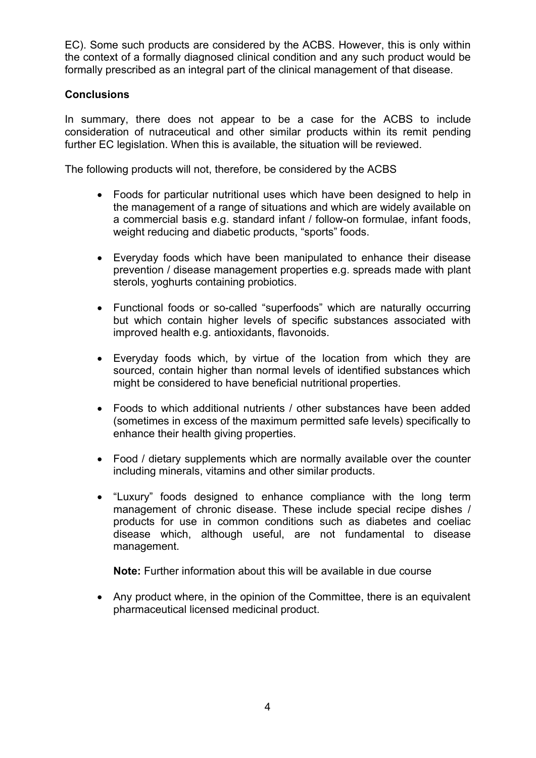EC). Some such products are considered by the ACBS. However, this is only within the context of a formally diagnosed clinical condition and any such product would be formally prescribed as an integral part of the clinical management of that disease.

**Conclusions**

In summary, there does not appear to be a case for the ACBS to include consideration of nutraceutical and other similar products within its remit pending further EC legislation. When this is available, the situation will be reviewed.

The following products will not, therefore, be considered by the ACBS

- Foods for particular nutritional uses which have been designed to help in the management of a range of situations and which are widely available on a commercial basis e.g. standard infant / follow-on formulae, infant foods, weight reducing and diabetic products, "sports" foods.

- Everyday foods which have been manipulated to enhance their disease prevention / disease management properties e.g. spreads made with plant sterols, yoghurts containing probiotics.

- Functional foods or so-called "superfoods" which are naturally occurring but which contain higher levels of specific substances associated with improved health e.g. antioxidants, flavonoids.

- Everyday foods which, by virtue of the location from which they are sourced, contain higher than normal levels of identified substances which might be considered to have beneficial nutritional properties.

- Foods to which additional nutrients / other substances have been added (sometimes in excess of the maximum permitted safe levels) specifically to enhance their health giving properties.

- Food / dietary supplements which are normally available over the counter including minerals, vitamins and other similar products.

- "Luxury" foods designed to enhance compliance with the long term management of chronic disease. These include special recipe dishes / products for use in common conditions such as diabetes and coeliac disease which, although useful, are not fundamental to disease management.

  **Note:** Further information about this will be available in due course

- Any product where, in the opinion of the Committee, there is an equivalent pharmaceutical licensed medicinal product.